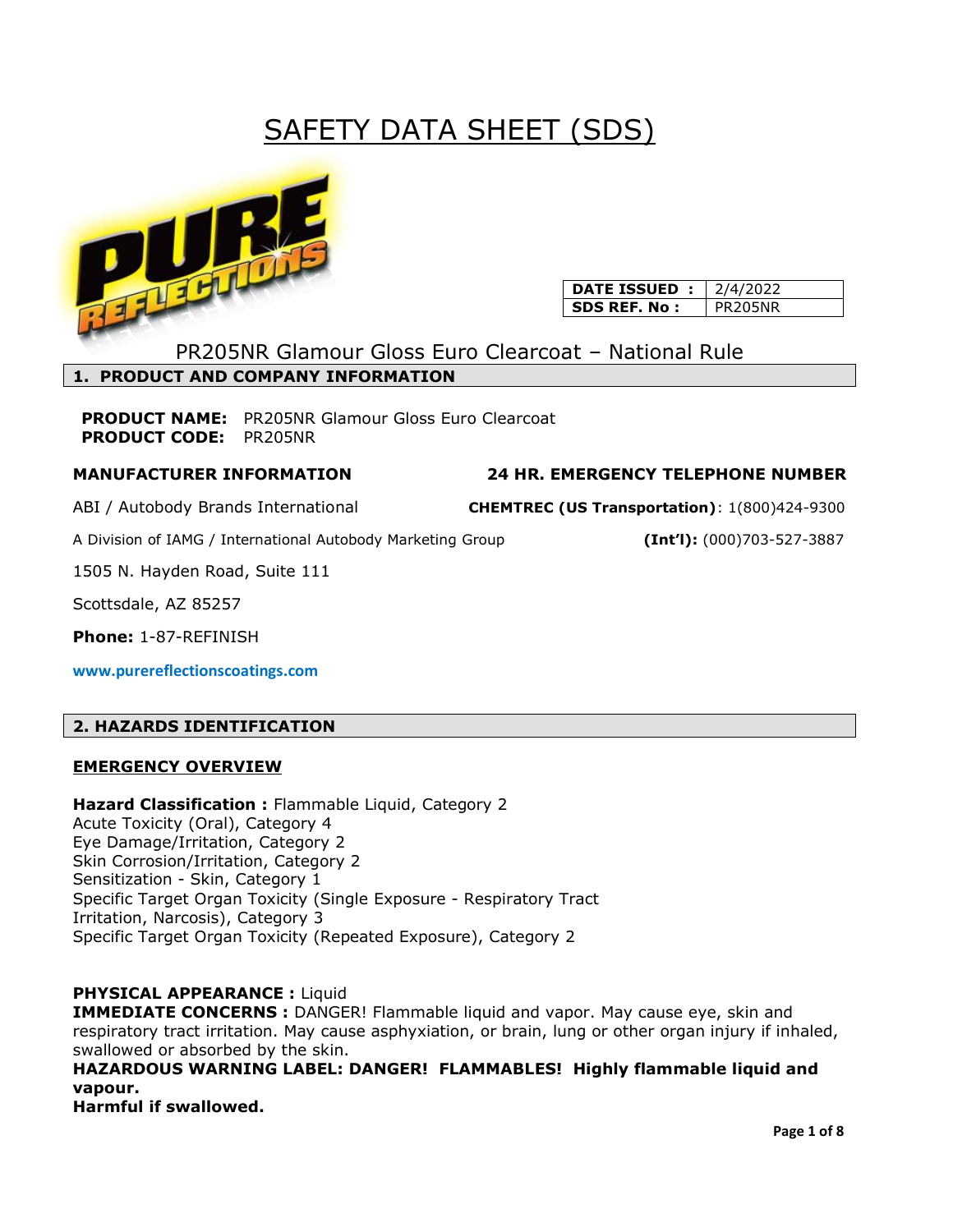# SAFETY DATA SHEET (SDS)

| DATE ISSUED : | 2/4/2022 |
|---|---|
| SDS REF. No : | PR205NR |

## PR205NR Glamour Gloss Euro Clearcoat – National Rule

## 1. PRODUCT AND COMPANY INFORMATION

**PRODUCT NAME:** PR205NR Glamour Gloss Euro Clearcoat
**PRODUCT CODE:** PR205NR

**MANUFACTURER INFORMATION**

ABI / Autobody Brands International

A Division of IAMG / International Autobody Marketing Group

1505 N. Hayden Road, Suite 111

Scottsdale, AZ 85257

**Phone:** 1-87-REFINISH

www.purereflectionscoatings.com

**24 HR. EMERGENCY TELEPHONE NUMBER**

**CHEMTREC (US Transportation)**: 1(800)424-9300

**(Int'l):** (000)703-527-3887

## 2. HAZARDS IDENTIFICATION

**EMERGENCY OVERVIEW**

**Hazard Classification :** Flammable Liquid, Category 2
Acute Toxicity (Oral), Category 4
Eye Damage/Irritation, Category 2
Skin Corrosion/Irritation, Category 2
Sensitization - Skin, Category 1
Specific Target Organ Toxicity (Single Exposure - Respiratory Tract Irritation, Narcosis), Category 3
Specific Target Organ Toxicity (Repeated Exposure), Category 2

**PHYSICAL APPEARANCE :** Liquid
**IMMEDIATE CONCERNS :** DANGER! Flammable liquid and vapor. May cause eye, skin and respiratory tract irritation. May cause asphyxiation, or brain, lung or other organ injury if inhaled, swallowed or absorbed by the skin.
**HAZARDOUS WARNING LABEL: DANGER! FLAMMABLES! Highly flammable liquid and vapour.**
**Harmful if swallowed.**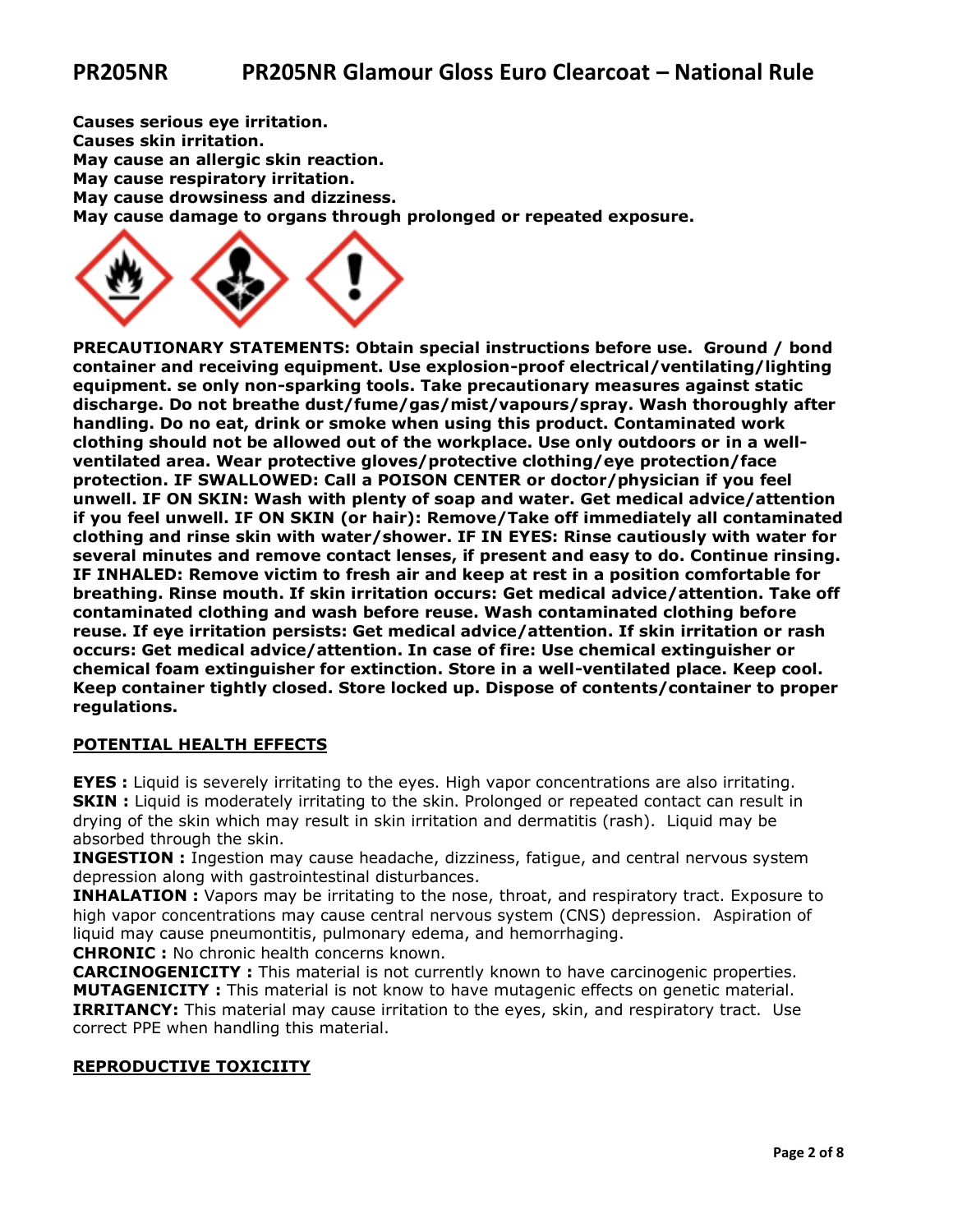**Causes serious eye irritation.**
**Causes skin irritation.**
**May cause an allergic skin reaction.**
**May cause respiratory irritation.**
**May cause drowsiness and dizziness.**
**May cause damage to organs through prolonged or repeated exposure.**

**PRECAUTIONARY STATEMENTS: Obtain special instructions before use. Ground / bond container and receiving equipment. Use explosion-proof electrical/ventilating/lighting equipment. se only non-sparking tools. Take precautionary measures against static discharge. Do not breathe dust/fume/gas/mist/vapours/spray. Wash thoroughly after handling. Do no eat, drink or smoke when using this product. Contaminated work clothing should not be allowed out of the workplace. Use only outdoors or in a well-ventilated area. Wear protective gloves/protective clothing/eye protection/face protection. IF SWALLOWED: Call a POISON CENTER or doctor/physician if you feel unwell. IF ON SKIN: Wash with plenty of soap and water. Get medical advice/attention if you feel unwell. IF ON SKIN (or hair): Remove/Take off immediately all contaminated clothing and rinse skin with water/shower. IF IN EYES: Rinse cautiously with water for several minutes and remove contact lenses, if present and easy to do. Continue rinsing. IF INHALED: Remove victim to fresh air and keep at rest in a position comfortable for breathing. Rinse mouth. If skin irritation occurs: Get medical advice/attention. Take off contaminated clothing and wash before reuse. Wash contaminated clothing before reuse. If eye irritation persists: Get medical advice/attention. If skin irritation or rash occurs: Get medical advice/attention. In case of fire: Use chemical extinguisher or chemical foam extinguisher for extinction. Store in a well-ventilated place. Keep cool. Keep container tightly closed. Store locked up. Dispose of contents/container to proper regulations.**

## POTENTIAL HEALTH EFFECTS

**EYES :** Liquid is severely irritating to the eyes. High vapor concentrations are also irritating.
**SKIN :** Liquid is moderately irritating to the skin. Prolonged or repeated contact can result in drying of the skin which may result in skin irritation and dermatitis (rash). Liquid may be absorbed through the skin.
**INGESTION :** Ingestion may cause headache, dizziness, fatigue, and central nervous system depression along with gastrointestinal disturbances.
**INHALATION :** Vapors may be irritating to the nose, throat, and respiratory tract. Exposure to high vapor concentrations may cause central nervous system (CNS) depression. Aspiration of liquid may cause pneumontitis, pulmonary edema, and hemorrhaging.
**CHRONIC :** No chronic health concerns known.
**CARCINOGENICITY :** This material is not currently known to have carcinogenic properties.
**MUTAGENICITY :** This material is not know to have mutagenic effects on genetic material.
**IRRITANCY:** This material may cause irritation to the eyes, skin, and respiratory tract. Use correct PPE when handling this material.

## REPRODUCTIVE TOXICIITY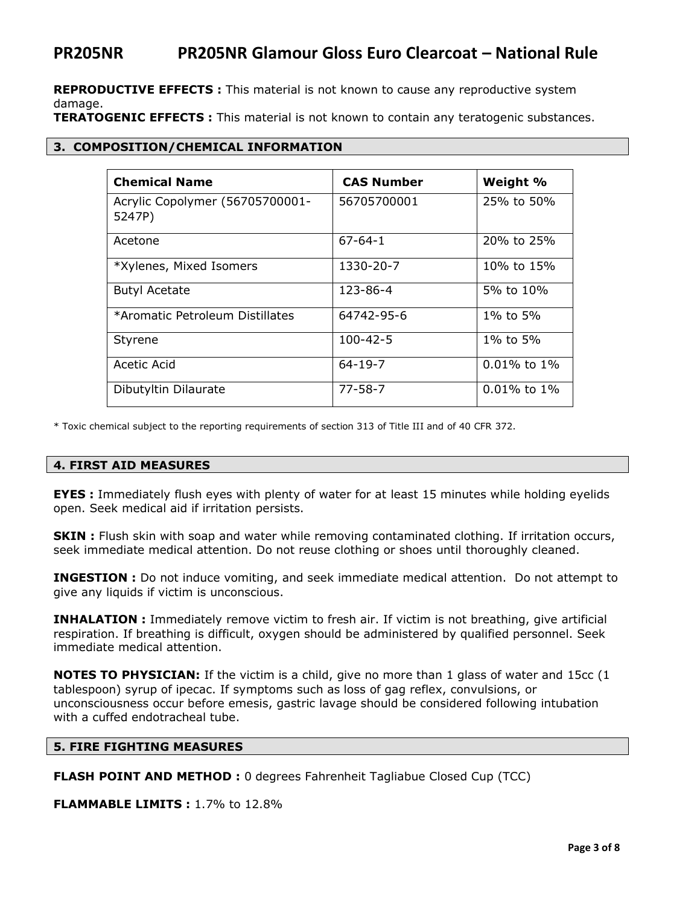**REPRODUCTIVE EFFECTS :** This material is not known to cause any reproductive system damage.
**TERATOGENIC EFFECTS :** This material is not known to contain any teratogenic substances.

## 3. COMPOSITION/CHEMICAL INFORMATION

| Chemical Name | CAS Number | Weight % |
|---|---|---|
| Acrylic Copolymer (56705700001-5247P) | 56705700001 | 25% to 50% |
| Acetone | 67-64-1 | 20% to 25% |
| *Xylenes, Mixed Isomers | 1330-20-7 | 10% to 15% |
| Butyl Acetate | 123-86-4 | 5% to 10% |
| *Aromatic Petroleum Distillates | 64742-95-6 | 1% to 5% |
| Styrene | 100-42-5 | 1% to 5% |
| Acetic Acid | 64-19-7 | 0.01% to 1% |
| Dibutyltin Dilaurate | 77-58-7 | 0.01% to 1% |

* Toxic chemical subject to the reporting requirements of section 313 of Title III and of 40 CFR 372.

## 4. FIRST AID MEASURES

**EYES :** Immediately flush eyes with plenty of water for at least 15 minutes while holding eyelids open. Seek medical aid if irritation persists.

**SKIN :** Flush skin with soap and water while removing contaminated clothing. If irritation occurs, seek immediate medical attention. Do not reuse clothing or shoes until thoroughly cleaned.

**INGESTION :** Do not induce vomiting, and seek immediate medical attention. Do not attempt to give any liquids if victim is unconscious.

**INHALATION :** Immediately remove victim to fresh air. If victim is not breathing, give artificial respiration. If breathing is difficult, oxygen should be administered by qualified personnel. Seek immediate medical attention.

**NOTES TO PHYSICIAN:** If the victim is a child, give no more than 1 glass of water and 15cc (1 tablespoon) syrup of ipecac. If symptoms such as loss of gag reflex, convulsions, or unconsciousness occur before emesis, gastric lavage should be considered following intubation with a cuffed endotracheal tube.

## 5. FIRE FIGHTING MEASURES

**FLASH POINT AND METHOD :** 0 degrees Fahrenheit Tagliabue Closed Cup (TCC)

**FLAMMABLE LIMITS :** 1.7% to 12.8%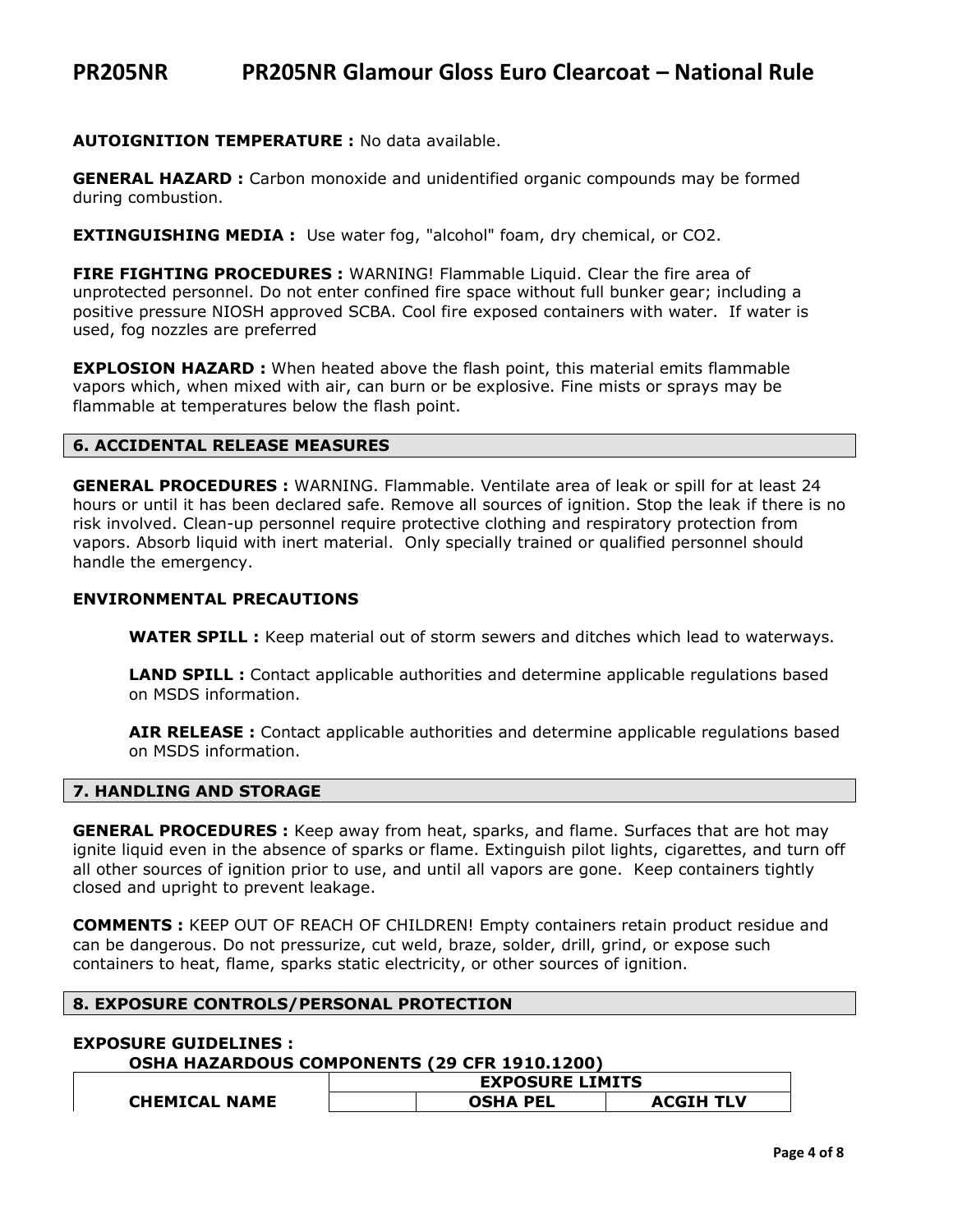**AUTOIGNITION TEMPERATURE :** No data available.

**GENERAL HAZARD :** Carbon monoxide and unidentified organic compounds may be formed during combustion.

**EXTINGUISHING MEDIA :** Use water fog, "alcohol" foam, dry chemical, or $CO_2$.

**FIRE FIGHTING PROCEDURES :** WARNING! Flammable Liquid. Clear the fire area of unprotected personnel. Do not enter confined fire space without full bunker gear; including a positive pressure NIOSH approved SCBA. Cool fire exposed containers with water. If water is used, fog nozzles are preferred

**EXPLOSION HAZARD :** When heated above the flash point, this material emits flammable vapors which, when mixed with air, can burn or be explosive. Fine mists or sprays may be flammable at temperatures below the flash point.

## 6. ACCIDENTAL RELEASE MEASURES

**GENERAL PROCEDURES :** WARNING. Flammable. Ventilate area of leak or spill for at least 24 hours or until it has been declared safe. Remove all sources of ignition. Stop the leak if there is no risk involved. Clean-up personnel require protective clothing and respiratory protection from vapors. Absorb liquid with inert material. Only specially trained or qualified personnel should handle the emergency.

**ENVIRONMENTAL PRECAUTIONS**

**WATER SPILL :** Keep material out of storm sewers and ditches which lead to waterways.

**LAND SPILL :** Contact applicable authorities and determine applicable regulations based on MSDS information.

**AIR RELEASE :** Contact applicable authorities and determine applicable regulations based on MSDS information.

## 7. HANDLING AND STORAGE

**GENERAL PROCEDURES :** Keep away from heat, sparks, and flame. Surfaces that are hot may ignite liquid even in the absence of sparks or flame. Extinguish pilot lights, cigarettes, and turn off all other sources of ignition prior to use, and until all vapors are gone. Keep containers tightly closed and upright to prevent leakage.

**COMMENTS :** KEEP OUT OF REACH OF CHILDREN! Empty containers retain product residue and can be dangerous. Do not pressurize, cut weld, braze, solder, drill, grind, or expose such containers to heat, flame, sparks static electricity, or other sources of ignition.

## 8. EXPOSURE CONTROLS/PERSONAL PROTECTION

**EXPOSURE GUIDELINES :**

**OSHA HAZARDOUS COMPONENTS (29 CFR 1910.1200)**

| | EXPOSURE LIMITS | | |
|---|---|---|---|
| **CHEMICAL NAME** | | **OSHA PEL** | **ACGIH TLV** |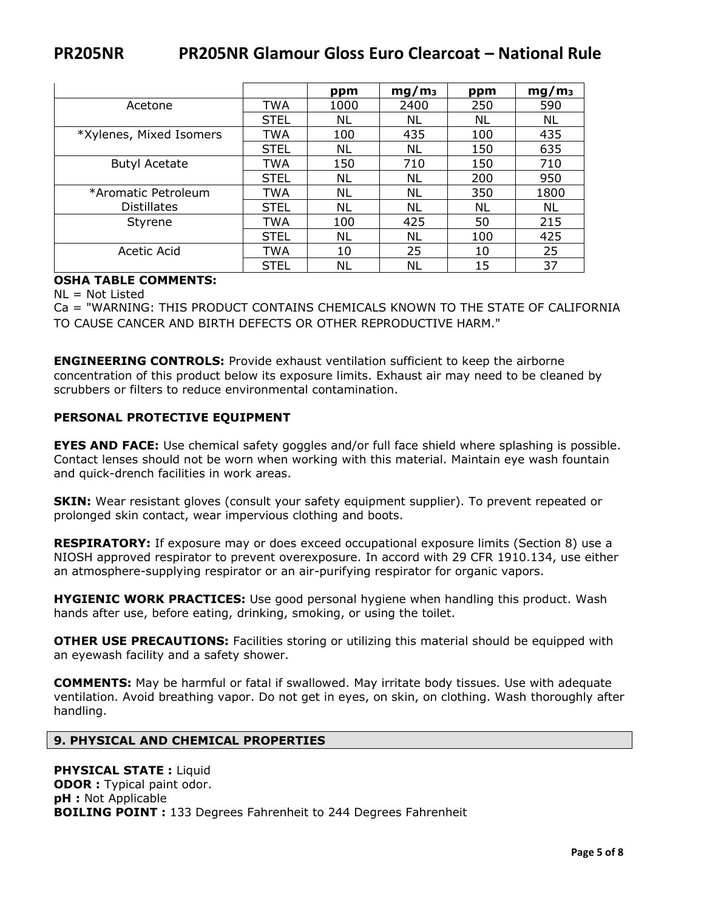|  |  | ppm | $mg/m_3$ | ppm | $mg/m_3$ |
|---|---|---|---|---|---|
| Acetone | TWA | 1000 | 2400 | 250 | 590 |
|  | STEL | NL | NL | NL | NL |
| *Xylenes, Mixed Isomers | TWA | 100 | 435 | 100 | 435 |
|  | STEL | NL | NL | 150 | 635 |
| Butyl Acetate | TWA | 150 | 710 | 150 | 710 |
|  | STEL | NL | NL | 200 | 950 |
| *Aromatic Petroleum Distillates | TWA | NL | NL | 350 | 1800 |
|  | STEL | NL | NL | NL | NL |
| Styrene | TWA | 100 | 425 | 50 | 215 |
|  | STEL | NL | NL | 100 | 425 |
| Acetic Acid | TWA | 10 | 25 | 10 | 25 |
|  | STEL | NL | NL | 15 | 37 |

**OSHA TABLE COMMENTS:**

NL = Not Listed

Ca = "WARNING: THIS PRODUCT CONTAINS CHEMICALS KNOWN TO THE STATE OF CALIFORNIA TO CAUSE CANCER AND BIRTH DEFECTS OR OTHER REPRODUCTIVE HARM."

**ENGINEERING CONTROLS:** Provide exhaust ventilation sufficient to keep the airborne concentration of this product below its exposure limits. Exhaust air may need to be cleaned by scrubbers or filters to reduce environmental contamination.

**PERSONAL PROTECTIVE EQUIPMENT**

**EYES AND FACE:** Use chemical safety goggles and/or full face shield where splashing is possible. Contact lenses should not be worn when working with this material. Maintain eye wash fountain and quick-drench facilities in work areas.

**SKIN:** Wear resistant gloves (consult your safety equipment supplier). To prevent repeated or prolonged skin contact, wear impervious clothing and boots.

**RESPIRATORY:** If exposure may or does exceed occupational exposure limits (Section 8) use a NIOSH approved respirator to prevent overexposure. In accord with 29 CFR 1910.134, use either an atmosphere-supplying respirator or an air-purifying respirator for organic vapors.

**HYGIENIC WORK PRACTICES:** Use good personal hygiene when handling this product. Wash hands after use, before eating, drinking, smoking, or using the toilet.

**OTHER USE PRECAUTIONS:** Facilities storing or utilizing this material should be equipped with an eyewash facility and a safety shower.

**COMMENTS:** May be harmful or fatal if swallowed. May irritate body tissues. Use with adequate ventilation. Avoid breathing vapor. Do not get in eyes, on skin, on clothing. Wash thoroughly after handling.

## 9. PHYSICAL AND CHEMICAL PROPERTIES

**PHYSICAL STATE :** Liquid
**ODOR :** Typical paint odor.
**pH :** Not Applicable
**BOILING POINT :** 133 Degrees Fahrenheit to 244 Degrees Fahrenheit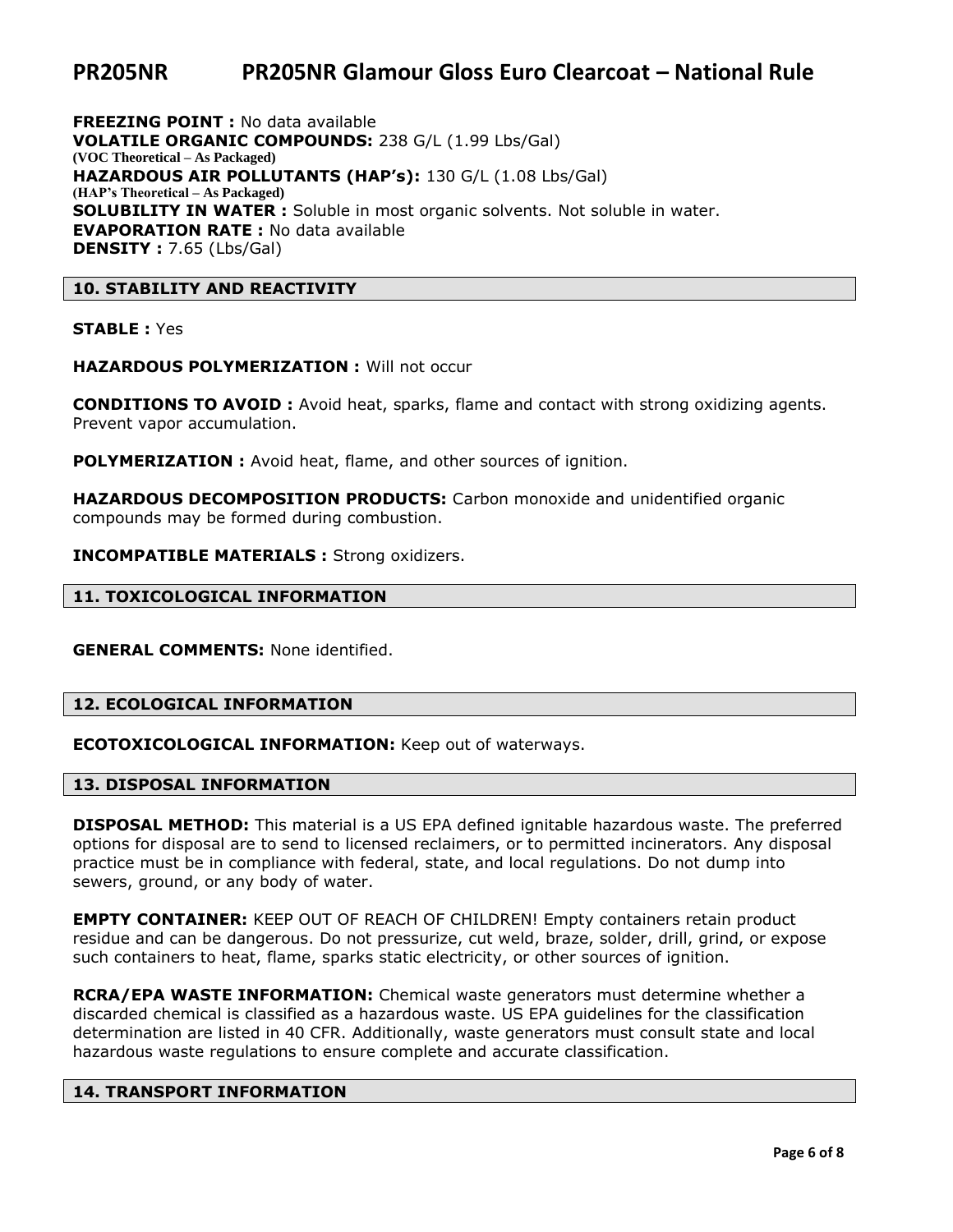**FREEZING POINT :** No data available
**VOLATILE ORGANIC COMPOUNDS:** 238 G/L (1.99 Lbs/Gal)
**(VOC Theoretical – As Packaged)**
**HAZARDOUS AIR POLLUTANTS (HAP's):** 130 G/L (1.08 Lbs/Gal)
**(HAP's Theoretical – As Packaged)**
**SOLUBILITY IN WATER :** Soluble in most organic solvents. Not soluble in water.
**EVAPORATION RATE :** No data available
**DENSITY :** 7.65 (Lbs/Gal)

## 10. STABILITY AND REACTIVITY

**STABLE :** Yes

**HAZARDOUS POLYMERIZATION :** Will not occur

**CONDITIONS TO AVOID :** Avoid heat, sparks, flame and contact with strong oxidizing agents. Prevent vapor accumulation.

**POLYMERIZATION :** Avoid heat, flame, and other sources of ignition.

**HAZARDOUS DECOMPOSITION PRODUCTS:** Carbon monoxide and unidentified organic compounds may be formed during combustion.

**INCOMPATIBLE MATERIALS :** Strong oxidizers.

## 11. TOXICOLOGICAL INFORMATION

**GENERAL COMMENTS:** None identified.

## 12. ECOLOGICAL INFORMATION

**ECOTOXICOLOGICAL INFORMATION:** Keep out of waterways.

## 13. DISPOSAL INFORMATION

**DISPOSAL METHOD:** This material is a US EPA defined ignitable hazardous waste. The preferred options for disposal are to send to licensed reclaimers, or to permitted incinerators. Any disposal practice must be in compliance with federal, state, and local regulations. Do not dump into sewers, ground, or any body of water.

**EMPTY CONTAINER:** KEEP OUT OF REACH OF CHILDREN! Empty containers retain product residue and can be dangerous. Do not pressurize, cut weld, braze, solder, drill, grind, or expose such containers to heat, flame, sparks static electricity, or other sources of ignition.

**RCRA/EPA WASTE INFORMATION:** Chemical waste generators must determine whether a discarded chemical is classified as a hazardous waste. US EPA guidelines for the classification determination are listed in 40 CFR. Additionally, waste generators must consult state and local hazardous waste regulations to ensure complete and accurate classification.

## 14. TRANSPORT INFORMATION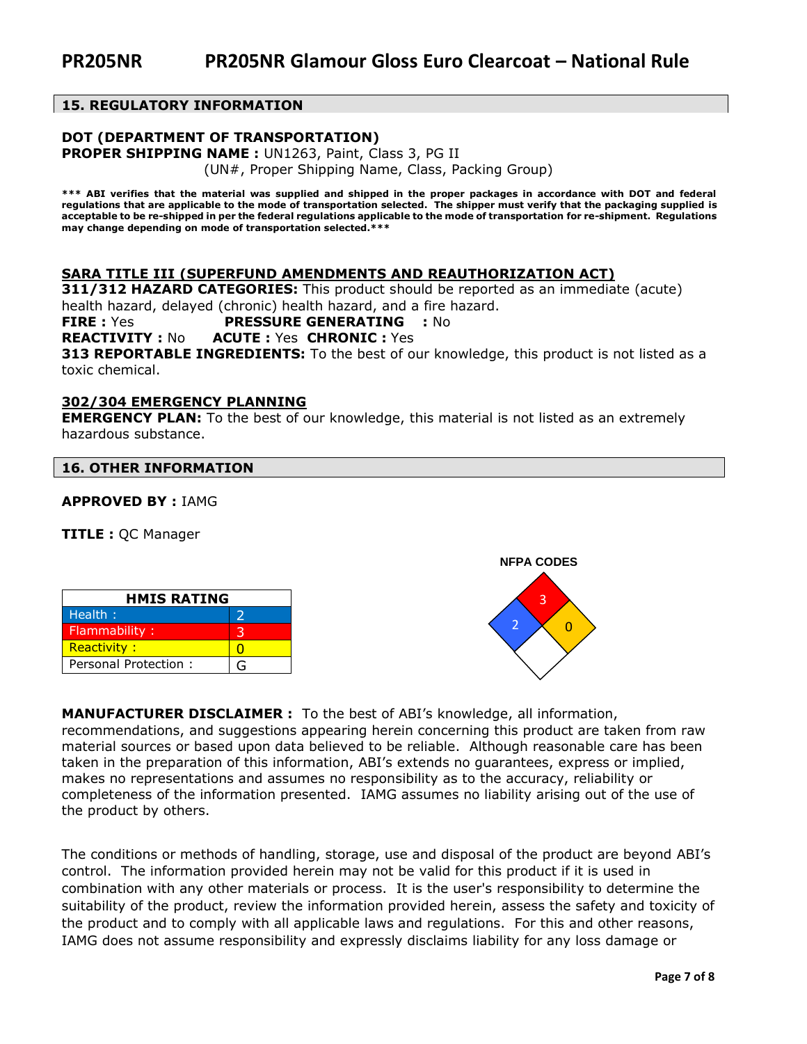## 15. REGULATORY INFORMATION

**DOT (DEPARTMENT OF TRANSPORTATION)**

**PROPER SHIPPING NAME :** UN1263, Paint, Class 3, PG II
(UN#, Proper Shipping Name, Class, Packing Group)

**\*\*\* ABI verifies that the material was supplied and shipped in the proper packages in accordance with DOT and federal regulations that are applicable to the mode of transportation selected. The shipper must verify that the packaging supplied is acceptable to be re-shipped in per the federal regulations applicable to the mode of transportation for re-shipment. Regulations may change depending on mode of transportation selected.\*\*\***

**SARA TITLE III (SUPERFUND AMENDMENTS AND REAUTHORIZATION ACT)**

**311/312 HAZARD CATEGORIES:** This product should be reported as an immediate (acute) health hazard, delayed (chronic) health hazard, and a fire hazard.

**FIRE :** Yes **PRESSURE GENERATING :** No

**REACTIVITY :** No **ACUTE :** Yes **CHRONIC :** Yes

**313 REPORTABLE INGREDIENTS:** To the best of our knowledge, this product is not listed as a toxic chemical.

**302/304 EMERGENCY PLANNING**

**EMERGENCY PLAN:** To the best of our knowledge, this material is not listed as an extremely hazardous substance.

## 16. OTHER INFORMATION

**APPROVED BY :** IAMG

**TITLE :** QC Manager

| HMIS RATING | |
|---|---|
| Health : | 2 |
| Flammability : | 3 |
| Reactivity : | 0 |
| Personal Protection : | G |

**NFPA CODES**

| Health | Flammability | Reactivity | Special |
|---|---|---|---|
| 2 | 3 | 0 | |

**MANUFACTURER DISCLAIMER :** To the best of ABI's knowledge, all information, recommendations, and suggestions appearing herein concerning this product are taken from raw material sources or based upon data believed to be reliable. Although reasonable care has been taken in the preparation of this information, ABI's extends no guarantees, express or implied, makes no representations and assumes no responsibility as to the accuracy, reliability or completeness of the information presented. IAMG assumes no liability arising out of the use of the product by others.

The conditions or methods of handling, storage, use and disposal of the product are beyond ABI's control. The information provided herein may not be valid for this product if it is used in combination with any other materials or process. It is the user's responsibility to determine the suitability of the product, review the information provided herein, assess the safety and toxicity of the product and to comply with all applicable laws and regulations. For this and other reasons, IAMG does not assume responsibility and expressly disclaims liability for any loss damage or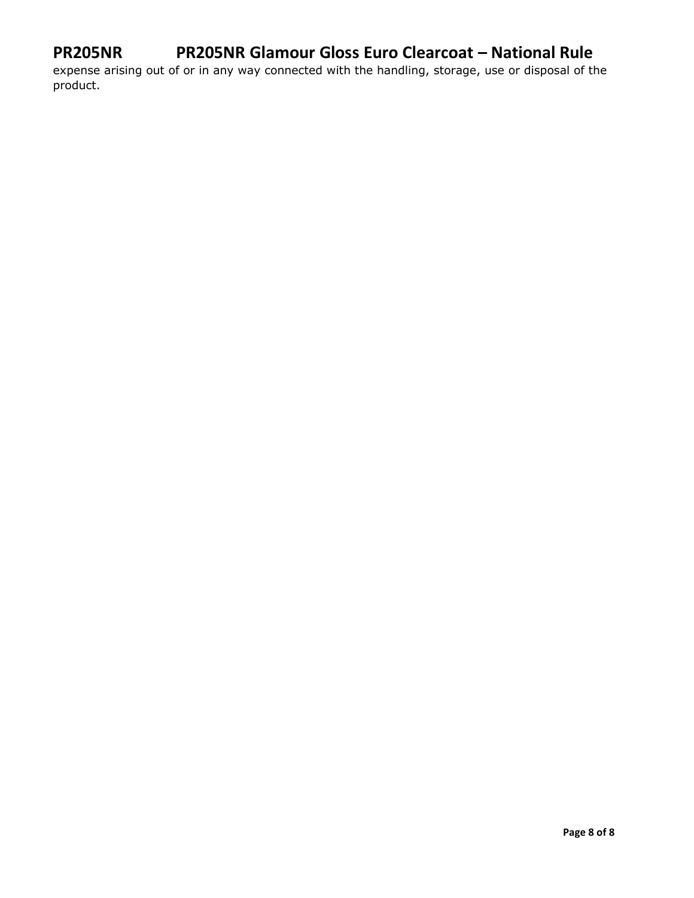expense arising out of or in any way connected with the handling, storage, use or disposal of the product.